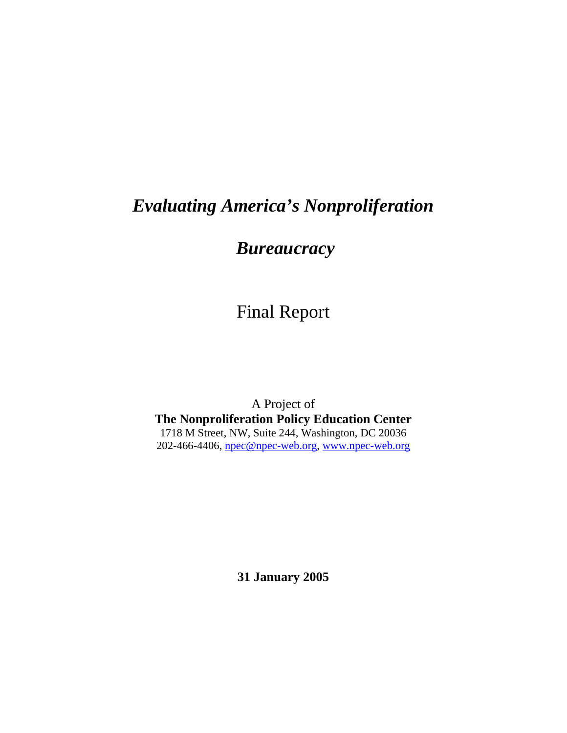# *Evaluating America's Nonproliferation Bureaucracy*

Final Report

A Project of
**The Nonproliferation Policy Education Center**
1718 M Street, NW, Suite 244, Washington, DC 20036
202-466-4406, npec@npec-web.org, www.npec-web.org

**31 January 2005**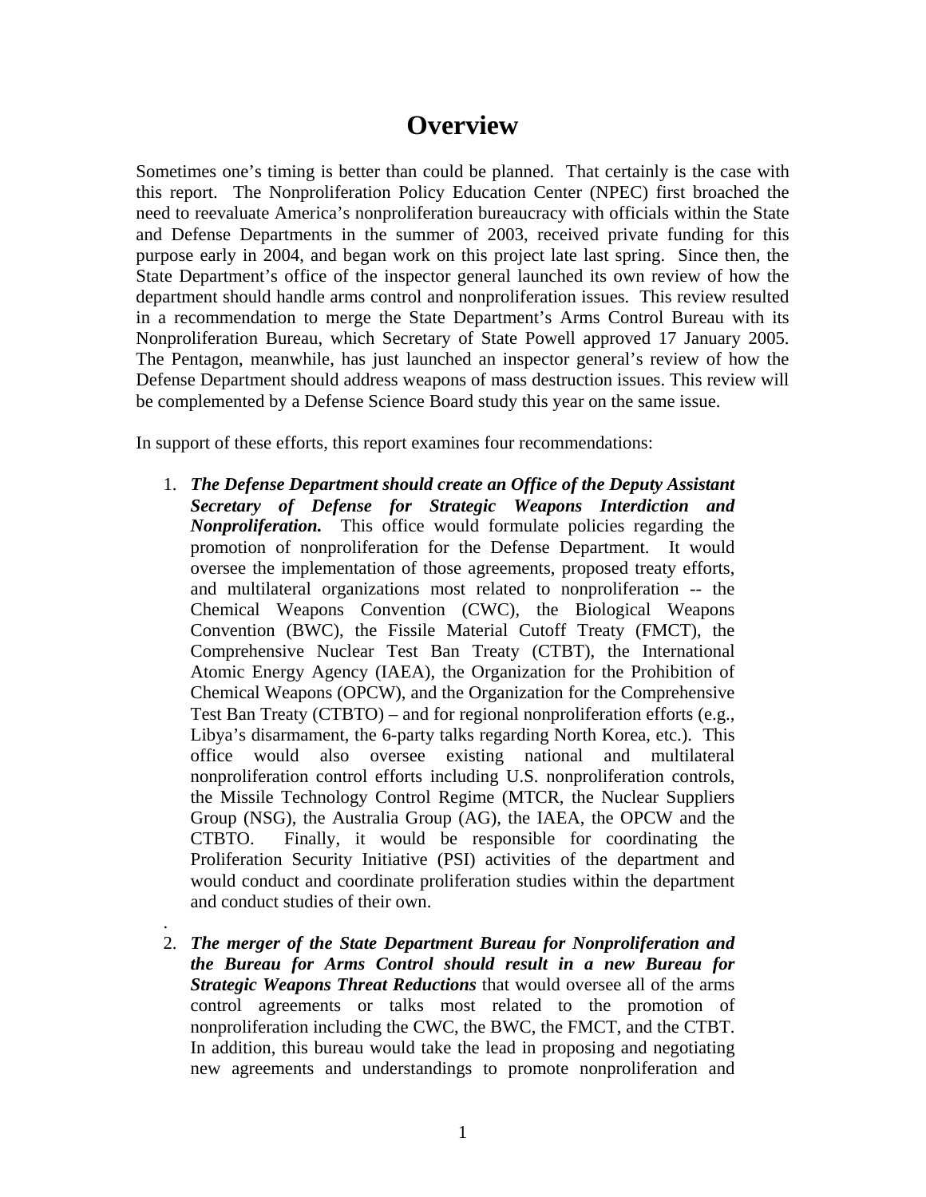# Overview

Sometimes one's timing is better than could be planned. That certainly is the case with this report. The Nonproliferation Policy Education Center (NPEC) first broached the need to reevaluate America's nonproliferation bureaucracy with officials within the State and Defense Departments in the summer of 2003, received private funding for this purpose early in 2004, and began work on this project late last spring. Since then, the State Department's office of the inspector general launched its own review of how the department should handle arms control and nonproliferation issues. This review resulted in a recommendation to merge the State Department's Arms Control Bureau with its Nonproliferation Bureau, which Secretary of State Powell approved 17 January 2005. The Pentagon, meanwhile, has just launched an inspector general's review of how the Defense Department should address weapons of mass destruction issues. This review will be complemented by a Defense Science Board study this year on the same issue.

In support of these efforts, this report examines four recommendations:

1. ***The Defense Department should create an Office of the Deputy Assistant Secretary of Defense for Strategic Weapons Interdiction and Nonproliferation.*** This office would formulate policies regarding the promotion of nonproliferation for the Defense Department. It would oversee the implementation of those agreements, proposed treaty efforts, and multilateral organizations most related to nonproliferation -- the Chemical Weapons Convention (CWC), the Biological Weapons Convention (BWC), the Fissile Material Cutoff Treaty (FMCT), the Comprehensive Nuclear Test Ban Treaty (CTBT), the International Atomic Energy Agency (IAEA), the Organization for the Prohibition of Chemical Weapons (OPCW), and the Organization for the Comprehensive Test Ban Treaty (CTBTO) – and for regional nonproliferation efforts (e.g., Libya's disarmament, the 6-party talks regarding North Korea, etc.). This office would also oversee existing national and multilateral nonproliferation control efforts including U.S. nonproliferation controls, the Missile Technology Control Regime (MTCR, the Nuclear Suppliers Group (NSG), the Australia Group (AG), the IAEA, the OPCW and the CTBTO. Finally, it would be responsible for coordinating the Proliferation Security Initiative (PSI) activities of the department and would conduct and coordinate proliferation studies within the department and conduct studies of their own.

.

2. ***The merger of the State Department Bureau for Nonproliferation and the Bureau for Arms Control should result in a new Bureau for Strategic Weapons Threat Reductions*** that would oversee all of the arms control agreements or talks most related to the promotion of nonproliferation including the CWC, the BWC, the FMCT, and the CTBT. In addition, this bureau would take the lead in proposing and negotiating new agreements and understandings to promote nonproliferation and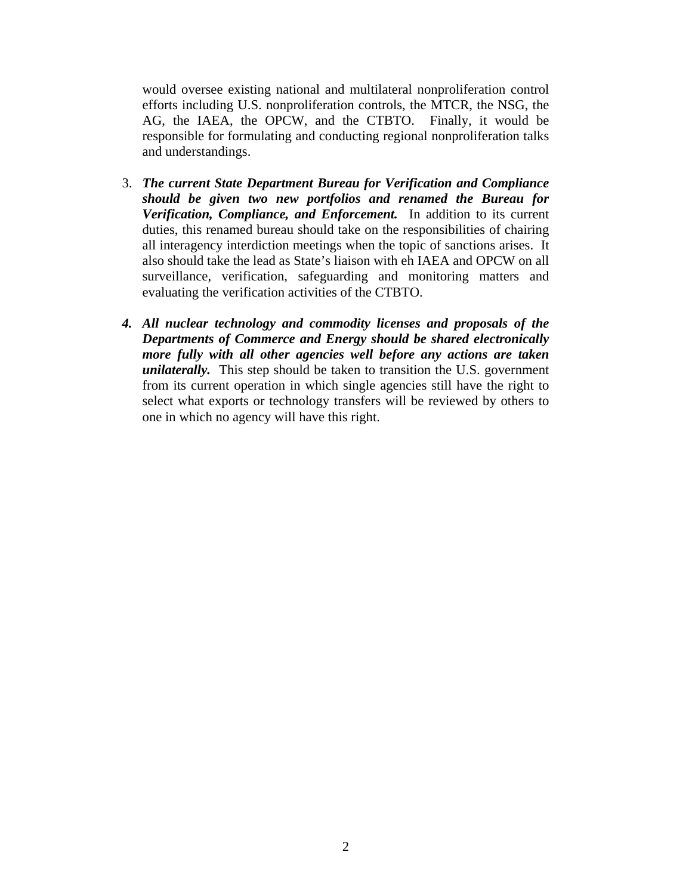would oversee existing national and multilateral nonproliferation control efforts including U.S. nonproliferation controls, the MTCR, the NSG, the AG, the IAEA, the OPCW, and the CTBTO. Finally, it would be responsible for formulating and conducting regional nonproliferation talks and understandings.

3. ***The current State Department Bureau for Verification and Compliance should be given two new portfolios and renamed the Bureau for Verification, Compliance, and Enforcement.*** In addition to its current duties, this renamed bureau should take on the responsibilities of chairing all interagency interdiction meetings when the topic of sanctions arises. It also should take the lead as State's liaison with eh IAEA and OPCW on all surveillance, verification, safeguarding and monitoring matters and evaluating the verification activities of the CTBTO.

4. ***All nuclear technology and commodity licenses and proposals of the Departments of Commerce and Energy should be shared electronically more fully with all other agencies well before any actions are taken unilaterally.*** This step should be taken to transition the U.S. government from its current operation in which single agencies still have the right to select what exports or technology transfers will be reviewed by others to one in which no agency will have this right.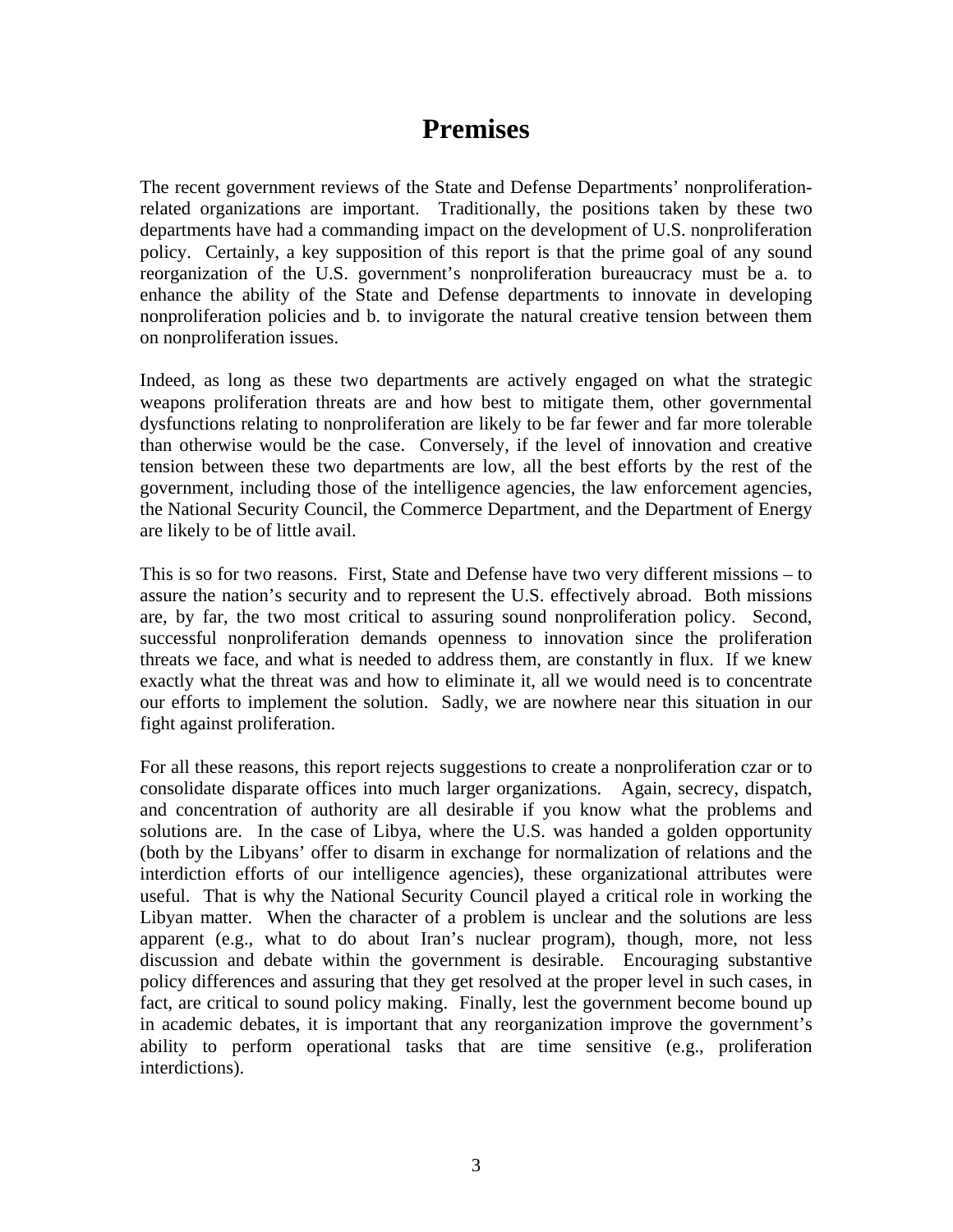# Premises

The recent government reviews of the State and Defense Departments' nonproliferation-related organizations are important. Traditionally, the positions taken by these two departments have had a commanding impact on the development of U.S. nonproliferation policy. Certainly, a key supposition of this report is that the prime goal of any sound reorganization of the U.S. government's nonproliferation bureaucracy must be a. to enhance the ability of the State and Defense departments to innovate in developing nonproliferation policies and b. to invigorate the natural creative tension between them on nonproliferation issues.

Indeed, as long as these two departments are actively engaged on what the strategic weapons proliferation threats are and how best to mitigate them, other governmental dysfunctions relating to nonproliferation are likely to be far fewer and far more tolerable than otherwise would be the case. Conversely, if the level of innovation and creative tension between these two departments are low, all the best efforts by the rest of the government, including those of the intelligence agencies, the law enforcement agencies, the National Security Council, the Commerce Department, and the Department of Energy are likely to be of little avail.

This is so for two reasons. First, State and Defense have two very different missions – to assure the nation's security and to represent the U.S. effectively abroad. Both missions are, by far, the two most critical to assuring sound nonproliferation policy. Second, successful nonproliferation demands openness to innovation since the proliferation threats we face, and what is needed to address them, are constantly in flux. If we knew exactly what the threat was and how to eliminate it, all we would need is to concentrate our efforts to implement the solution. Sadly, we are nowhere near this situation in our fight against proliferation.

For all these reasons, this report rejects suggestions to create a nonproliferation czar or to consolidate disparate offices into much larger organizations. Again, secrecy, dispatch, and concentration of authority are all desirable if you know what the problems and solutions are. In the case of Libya, where the U.S. was handed a golden opportunity (both by the Libyans' offer to disarm in exchange for normalization of relations and the interdiction efforts of our intelligence agencies), these organizational attributes were useful. That is why the National Security Council played a critical role in working the Libyan matter. When the character of a problem is unclear and the solutions are less apparent (e.g., what to do about Iran's nuclear program), though, more, not less discussion and debate within the government is desirable. Encouraging substantive policy differences and assuring that they get resolved at the proper level in such cases, in fact, are critical to sound policy making. Finally, lest the government become bound up in academic debates, it is important that any reorganization improve the government's ability to perform operational tasks that are time sensitive (e.g., proliferation interdictions).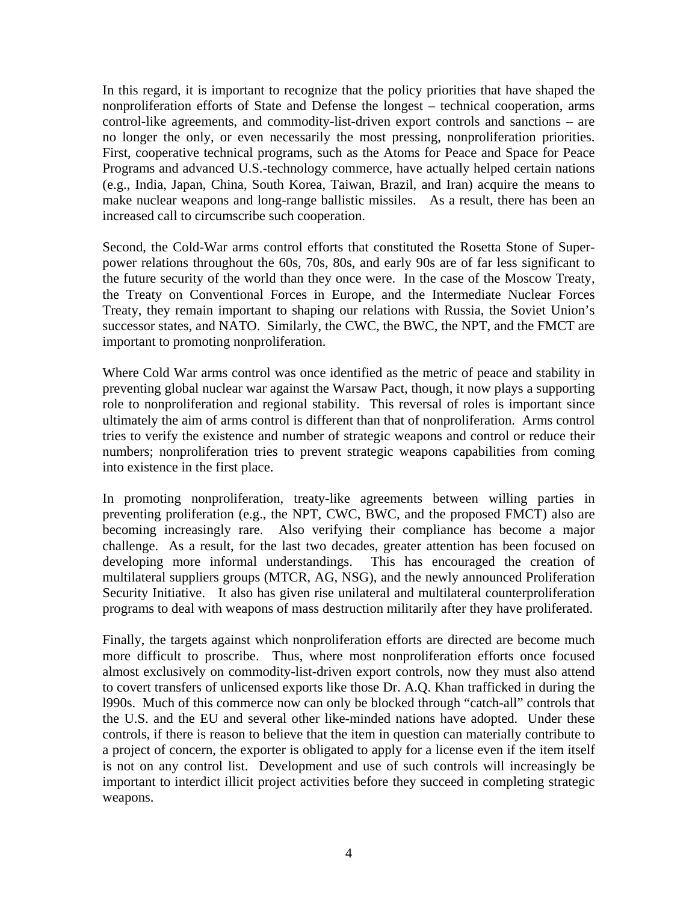In this regard, it is important to recognize that the policy priorities that have shaped the nonproliferation efforts of State and Defense the longest – technical cooperation, arms control-like agreements, and commodity-list-driven export controls and sanctions – are no longer the only, or even necessarily the most pressing, nonproliferation priorities. First, cooperative technical programs, such as the Atoms for Peace and Space for Peace Programs and advanced U.S.-technology commerce, have actually helped certain nations (e.g., India, Japan, China, South Korea, Taiwan, Brazil, and Iran) acquire the means to make nuclear weapons and long-range ballistic missiles. As a result, there has been an increased call to circumscribe such cooperation.

Second, the Cold-War arms control efforts that constituted the Rosetta Stone of Super-power relations throughout the 60s, 70s, 80s, and early 90s are of far less significant to the future security of the world than they once were. In the case of the Moscow Treaty, the Treaty on Conventional Forces in Europe, and the Intermediate Nuclear Forces Treaty, they remain important to shaping our relations with Russia, the Soviet Union's successor states, and NATO. Similarly, the CWC, the BWC, the NPT, and the FMCT are important to promoting nonproliferation.

Where Cold War arms control was once identified as the metric of peace and stability in preventing global nuclear war against the Warsaw Pact, though, it now plays a supporting role to nonproliferation and regional stability. This reversal of roles is important since ultimately the aim of arms control is different than that of nonproliferation. Arms control tries to verify the existence and number of strategic weapons and control or reduce their numbers; nonproliferation tries to prevent strategic weapons capabilities from coming into existence in the first place.

In promoting nonproliferation, treaty-like agreements between willing parties in preventing proliferation (e.g., the NPT, CWC, BWC, and the proposed FMCT) also are becoming increasingly rare. Also verifying their compliance has become a major challenge. As a result, for the last two decades, greater attention has been focused on developing more informal understandings. This has encouraged the creation of multilateral suppliers groups (MTCR, AG, NSG), and the newly announced Proliferation Security Initiative. It also has given rise unilateral and multilateral counterproliferation programs to deal with weapons of mass destruction militarily after they have proliferated.

Finally, the targets against which nonproliferation efforts are directed are become much more difficult to proscribe. Thus, where most nonproliferation efforts once focused almost exclusively on commodity-list-driven export controls, now they must also attend to covert transfers of unlicensed exports like those Dr. A.Q. Khan trafficked in during the l990s. Much of this commerce now can only be blocked through "catch-all" controls that the U.S. and the EU and several other like-minded nations have adopted. Under these controls, if there is reason to believe that the item in question can materially contribute to a project of concern, the exporter is obligated to apply for a license even if the item itself is not on any control list. Development and use of such controls will increasingly be important to interdict illicit project activities before they succeed in completing strategic weapons.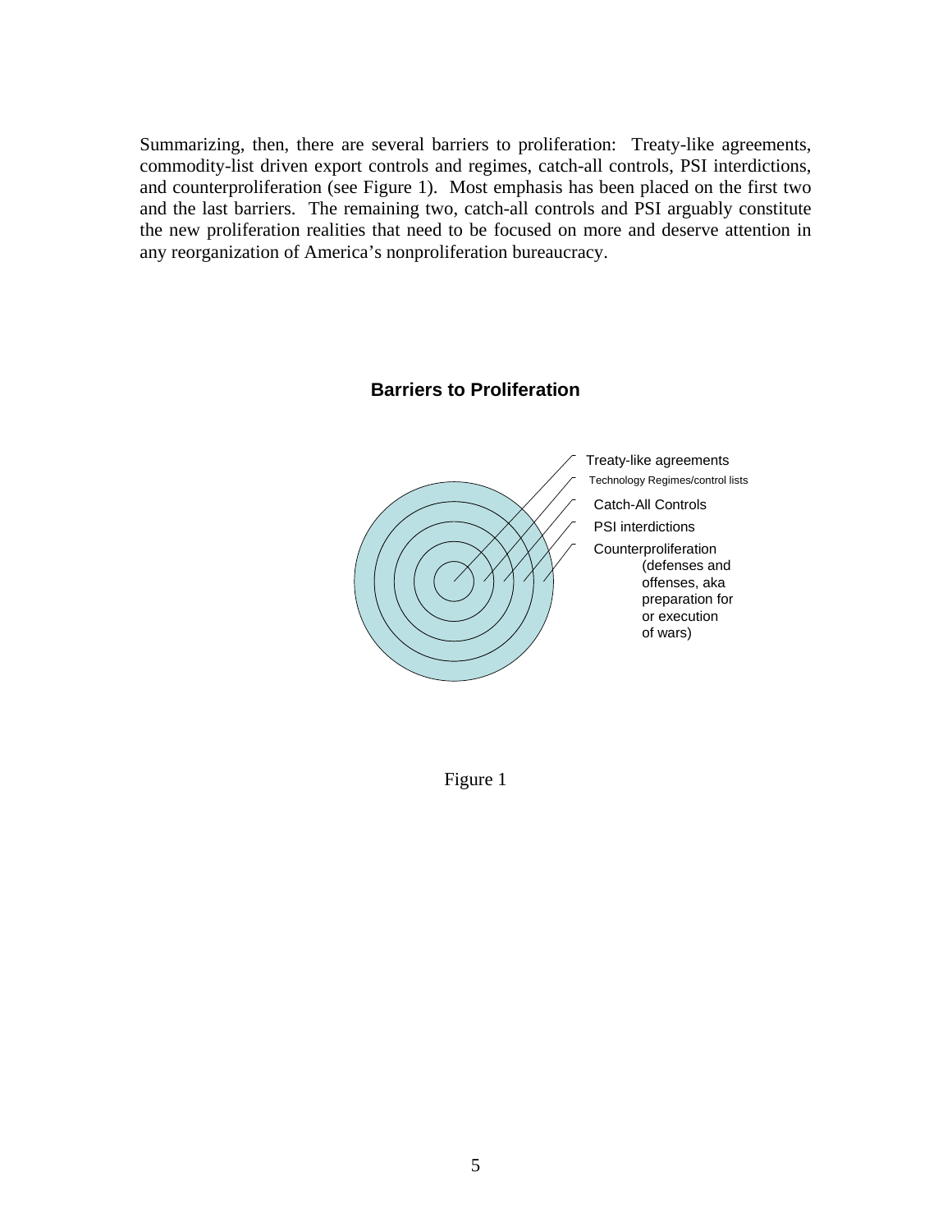Summarizing, then, there are several barriers to proliferation: Treaty-like agreements, commodity-list driven export controls and regimes, catch-all controls, PSI interdictions, and counterproliferation (see Figure 1). Most emphasis has been placed on the first two and the last barriers. The remaining two, catch-all controls and PSI arguably constitute the new proliferation realities that need to be focused on more and deserve attention in any reorganization of America's nonproliferation bureaucracy.

**Barriers to Proliferation**

Treaty-like agreements

Technology Regimes/control lists

Catch-All Controls

PSI interdictions

Counterproliferation (defenses and offenses, aka preparation for or execution of wars)

Figure 1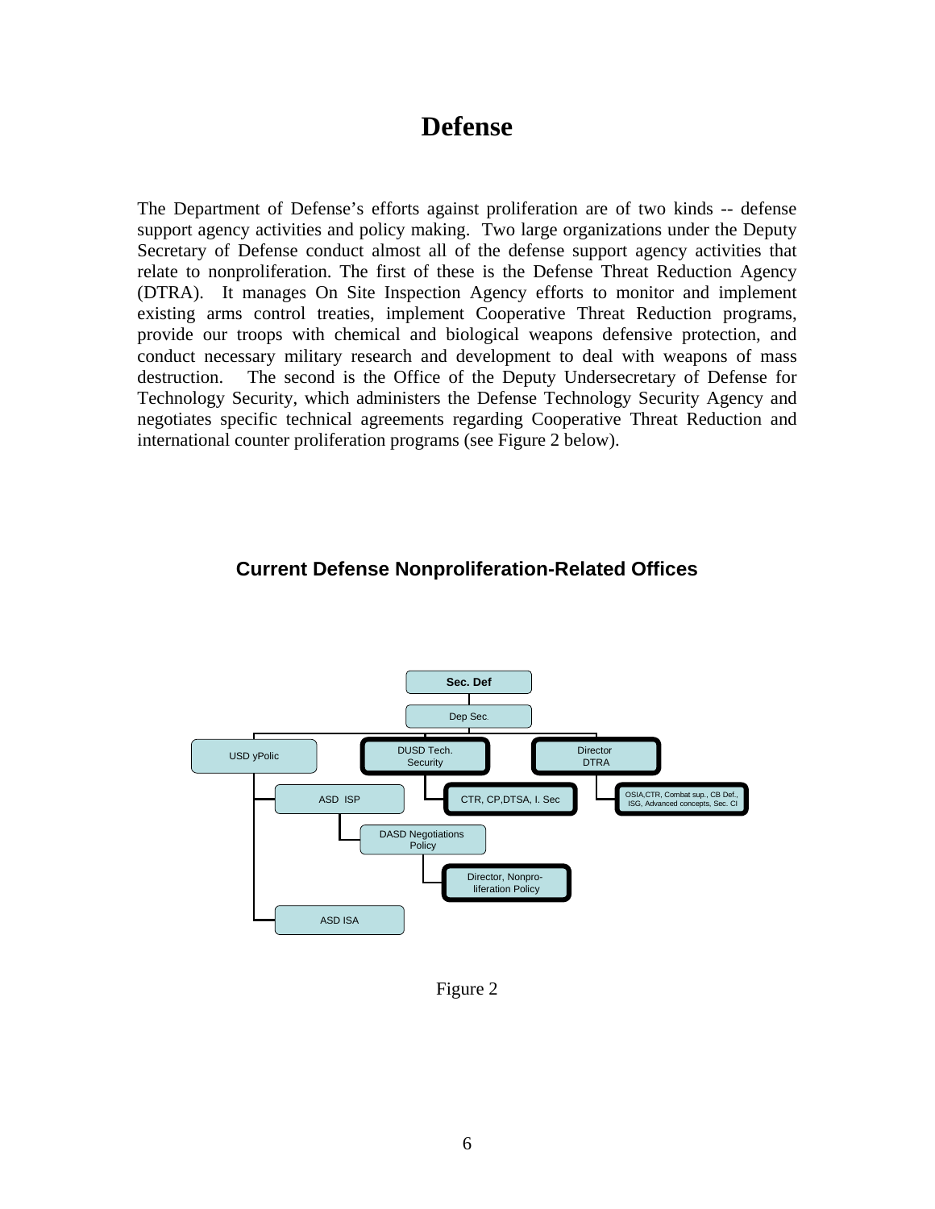# Defense

The Department of Defense's efforts against proliferation are of two kinds -- defense support agency activities and policy making. Two large organizations under the Deputy Secretary of Defense conduct almost all of the defense support agency activities that relate to nonproliferation. The first of these is the Defense Threat Reduction Agency (DTRA). It manages On Site Inspection Agency efforts to monitor and implement existing arms control treaties, implement Cooperative Threat Reduction programs, provide our troops with chemical and biological weapons defensive protection, and conduct necessary military research and development to deal with weapons of mass destruction. The second is the Office of the Deputy Undersecretary of Defense for Technology Security, which administers the Defense Technology Security Agency and negotiates specific technical agreements regarding Cooperative Threat Reduction and international counter proliferation programs (see Figure 2 below).

## Current Defense Nonproliferation-Related Offices

- Sec. Def
  - Dep Sec.
    - USD yPolic
      - ASD ISP
        - DASD Negotiations Policy
          - Director, Nonpro-liferation Policy
      - ASD ISA
    - DUSD Tech. Security
      - CTR, CP,DTSA, I. Sec
    - Director DTRA
      - OSIA,CTR, Combat sup., CB Def., ISG, Advanced concepts, Sec. CI

Figure 2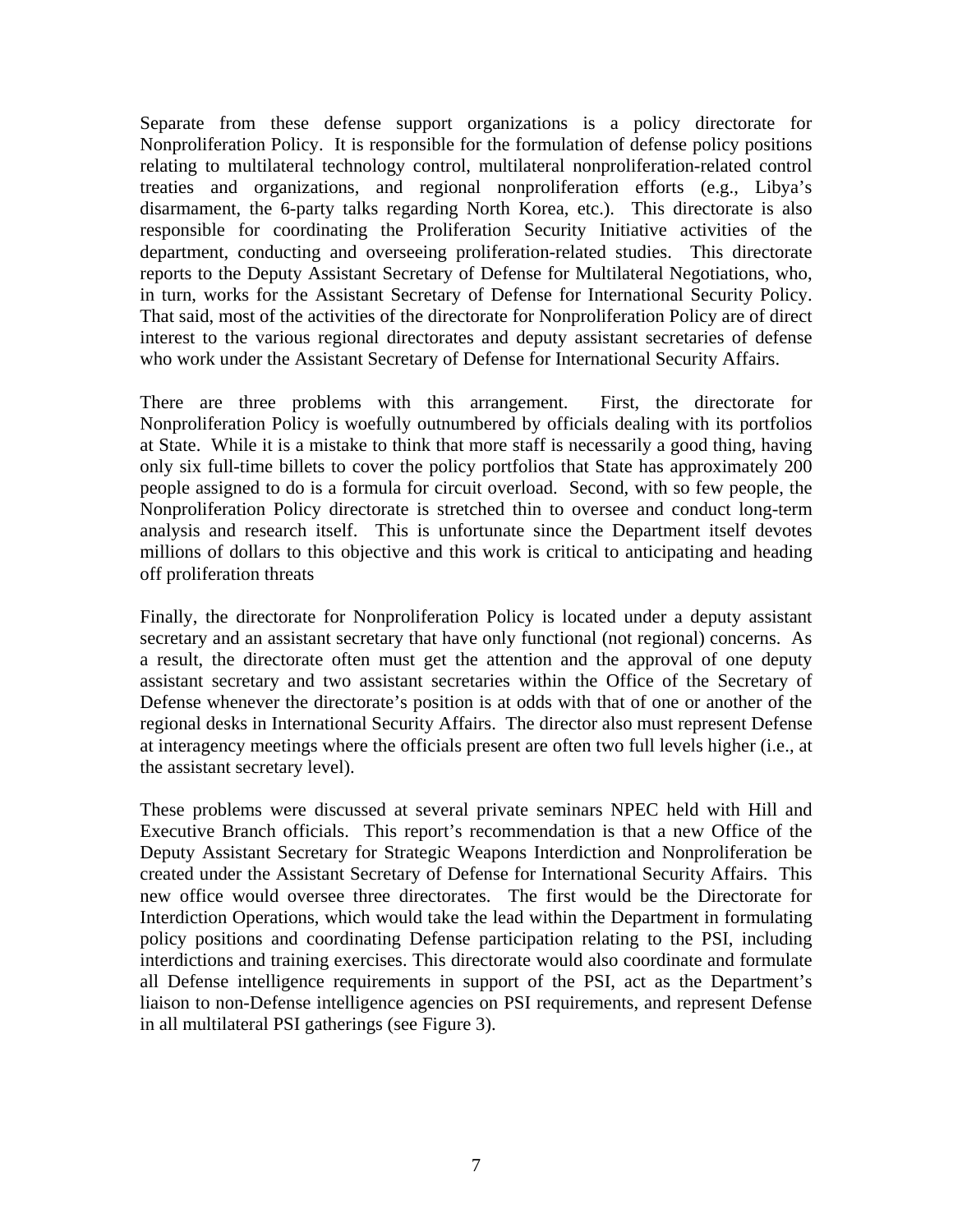Separate from these defense support organizations is a policy directorate for Nonproliferation Policy. It is responsible for the formulation of defense policy positions relating to multilateral technology control, multilateral nonproliferation-related control treaties and organizations, and regional nonproliferation efforts (e.g., Libya's disarmament, the 6-party talks regarding North Korea, etc.). This directorate is also responsible for coordinating the Proliferation Security Initiative activities of the department, conducting and overseeing proliferation-related studies. This directorate reports to the Deputy Assistant Secretary of Defense for Multilateral Negotiations, who, in turn, works for the Assistant Secretary of Defense for International Security Policy. That said, most of the activities of the directorate for Nonproliferation Policy are of direct interest to the various regional directorates and deputy assistant secretaries of defense who work under the Assistant Secretary of Defense for International Security Affairs.

There are three problems with this arrangement. First, the directorate for Nonproliferation Policy is woefully outnumbered by officials dealing with its portfolios at State. While it is a mistake to think that more staff is necessarily a good thing, having only six full-time billets to cover the policy portfolios that State has approximately 200 people assigned to do is a formula for circuit overload. Second, with so few people, the Nonproliferation Policy directorate is stretched thin to oversee and conduct long-term analysis and research itself. This is unfortunate since the Department itself devotes millions of dollars to this objective and this work is critical to anticipating and heading off proliferation threats

Finally, the directorate for Nonproliferation Policy is located under a deputy assistant secretary and an assistant secretary that have only functional (not regional) concerns. As a result, the directorate often must get the attention and the approval of one deputy assistant secretary and two assistant secretaries within the Office of the Secretary of Defense whenever the directorate's position is at odds with that of one or another of the regional desks in International Security Affairs. The director also must represent Defense at interagency meetings where the officials present are often two full levels higher (i.e., at the assistant secretary level).

These problems were discussed at several private seminars NPEC held with Hill and Executive Branch officials. This report's recommendation is that a new Office of the Deputy Assistant Secretary for Strategic Weapons Interdiction and Nonproliferation be created under the Assistant Secretary of Defense for International Security Affairs. This new office would oversee three directorates. The first would be the Directorate for Interdiction Operations, which would take the lead within the Department in formulating policy positions and coordinating Defense participation relating to the PSI, including interdictions and training exercises. This directorate would also coordinate and formulate all Defense intelligence requirements in support of the PSI, act as the Department's liaison to non-Defense intelligence agencies on PSI requirements, and represent Defense in all multilateral PSI gatherings (see Figure 3).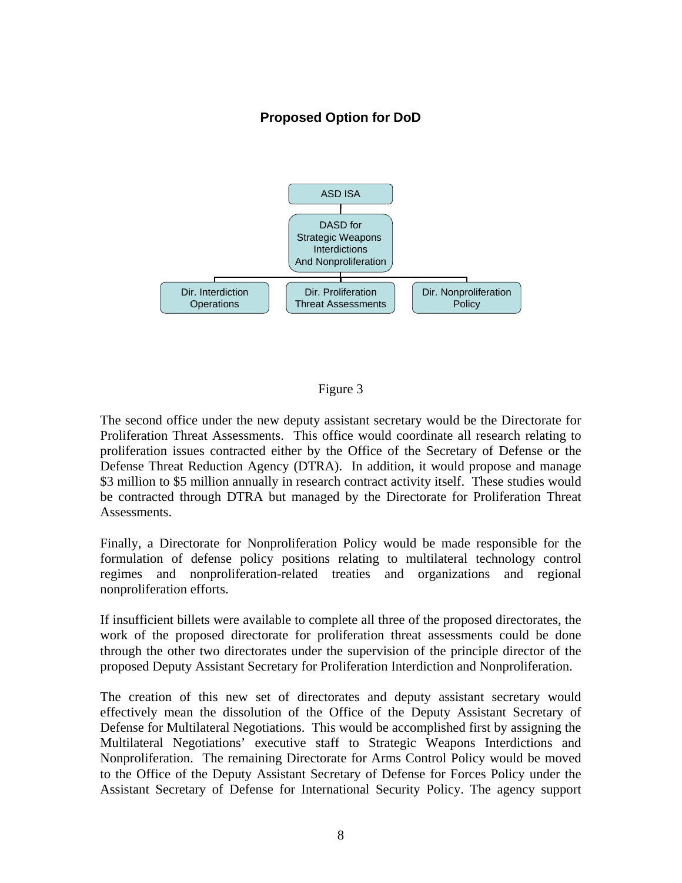**Proposed Option for DoD**

ASD ISA

DASD for Strategic Weapons Interdictions And Nonproliferation

Dir. Interdiction Operations

Dir. Proliferation Threat Assessments

Dir. Nonproliferation Policy

Figure 3

The second office under the new deputy assistant secretary would be the Directorate for Proliferation Threat Assessments. This office would coordinate all research relating to proliferation issues contracted either by the Office of the Secretary of Defense or the Defense Threat Reduction Agency (DTRA). In addition, it would propose and manage \$3 million to \$5 million annually in research contract activity itself. These studies would be contracted through DTRA but managed by the Directorate for Proliferation Threat Assessments.

Finally, a Directorate for Nonproliferation Policy would be made responsible for the formulation of defense policy positions relating to multilateral technology control regimes and nonproliferation-related treaties and organizations and regional nonproliferation efforts.

If insufficient billets were available to complete all three of the proposed directorates, the work of the proposed directorate for proliferation threat assessments could be done through the other two directorates under the supervision of the principle director of the proposed Deputy Assistant Secretary for Proliferation Interdiction and Nonproliferation.

The creation of this new set of directorates and deputy assistant secretary would effectively mean the dissolution of the Office of the Deputy Assistant Secretary of Defense for Multilateral Negotiations. This would be accomplished first by assigning the Multilateral Negotiations' executive staff to Strategic Weapons Interdictions and Nonproliferation. The remaining Directorate for Arms Control Policy would be moved to the Office of the Deputy Assistant Secretary of Defense for Forces Policy under the Assistant Secretary of Defense for International Security Policy. The agency support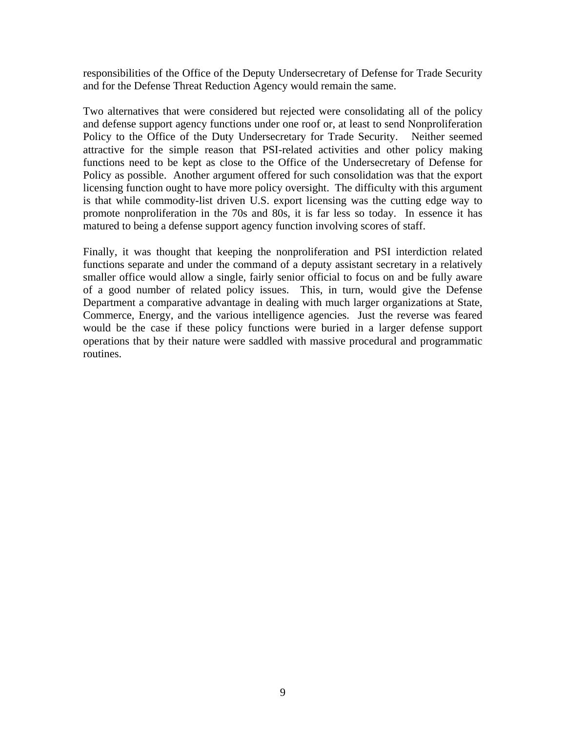responsibilities of the Office of the Deputy Undersecretary of Defense for Trade Security and for the Defense Threat Reduction Agency would remain the same.

Two alternatives that were considered but rejected were consolidating all of the policy and defense support agency functions under one roof or, at least to send Nonproliferation Policy to the Office of the Duty Undersecretary for Trade Security. Neither seemed attractive for the simple reason that PSI-related activities and other policy making functions need to be kept as close to the Office of the Undersecretary of Defense for Policy as possible. Another argument offered for such consolidation was that the export licensing function ought to have more policy oversight. The difficulty with this argument is that while commodity-list driven U.S. export licensing was the cutting edge way to promote nonproliferation in the 70s and 80s, it is far less so today. In essence it has matured to being a defense support agency function involving scores of staff.

Finally, it was thought that keeping the nonproliferation and PSI interdiction related functions separate and under the command of a deputy assistant secretary in a relatively smaller office would allow a single, fairly senior official to focus on and be fully aware of a good number of related policy issues. This, in turn, would give the Defense Department a comparative advantage in dealing with much larger organizations at State, Commerce, Energy, and the various intelligence agencies. Just the reverse was feared would be the case if these policy functions were buried in a larger defense support operations that by their nature were saddled with massive procedural and programmatic routines.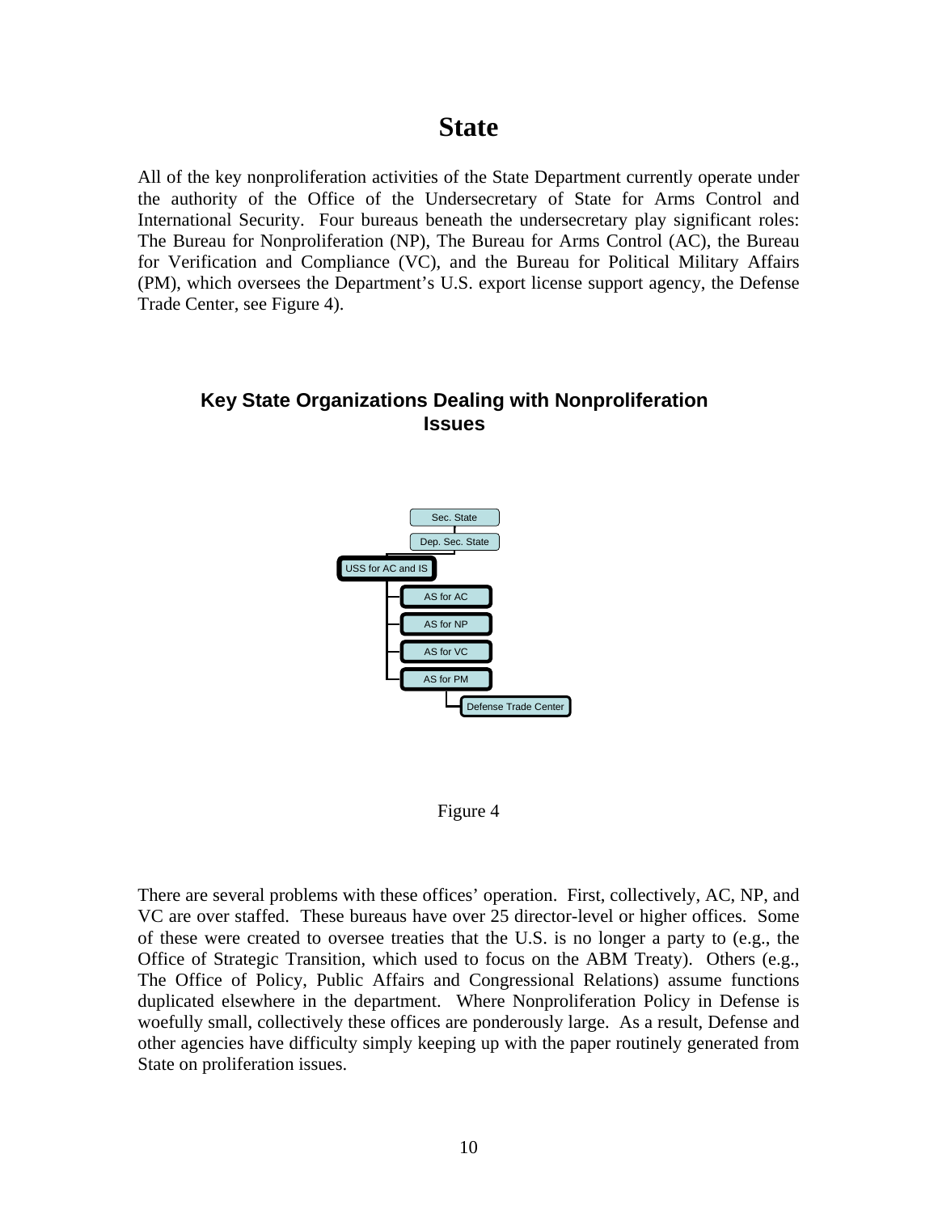# State

All of the key nonproliferation activities of the State Department currently operate under the authority of the Office of the Undersecretary of State for Arms Control and International Security. Four bureaus beneath the undersecretary play significant roles: The Bureau for Nonproliferation (NP), The Bureau for Arms Control (AC), the Bureau for Verification and Compliance (VC), and the Bureau for Political Military Affairs (PM), which oversees the Department's U.S. export license support agency, the Defense Trade Center, see Figure 4).

**Key State Organizations Dealing with Nonproliferation Issues**

- Sec. State
  - Dep. Sec. State
    - USS for AC and IS
      - AS for AC
      - AS for NP
      - AS for VC
      - AS for PM
        - Defense Trade Center

Figure 4

There are several problems with these offices' operation. First, collectively, AC, NP, and VC are over staffed. These bureaus have over 25 director-level or higher offices. Some of these were created to oversee treaties that the U.S. is no longer a party to (e.g., the Office of Strategic Transition, which used to focus on the ABM Treaty). Others (e.g., The Office of Policy, Public Affairs and Congressional Relations) assume functions duplicated elsewhere in the department. Where Nonproliferation Policy in Defense is woefully small, collectively these offices are ponderously large. As a result, Defense and other agencies have difficulty simply keeping up with the paper routinely generated from State on proliferation issues.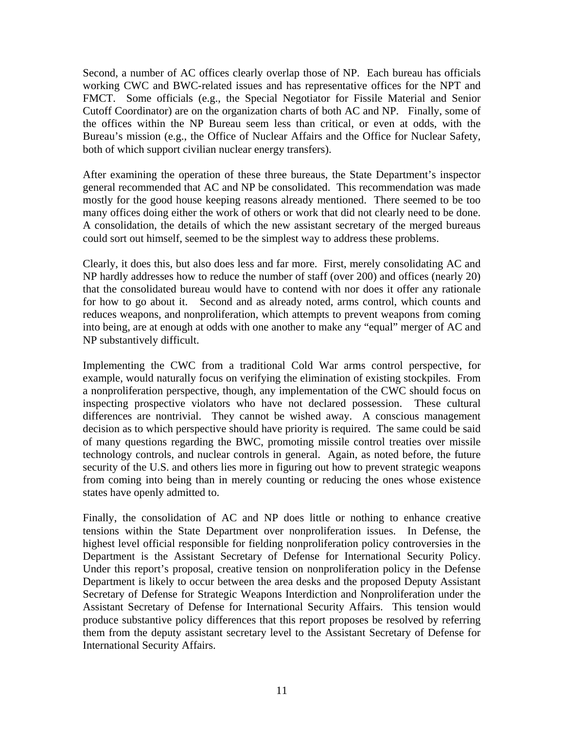Second, a number of AC offices clearly overlap those of NP. Each bureau has officials working CWC and BWC-related issues and has representative offices for the NPT and FMCT. Some officials (e.g., the Special Negotiator for Fissile Material and Senior Cutoff Coordinator) are on the organization charts of both AC and NP. Finally, some of the offices within the NP Bureau seem less than critical, or even at odds, with the Bureau's mission (e.g., the Office of Nuclear Affairs and the Office for Nuclear Safety, both of which support civilian nuclear energy transfers).

After examining the operation of these three bureaus, the State Department's inspector general recommended that AC and NP be consolidated. This recommendation was made mostly for the good house keeping reasons already mentioned. There seemed to be too many offices doing either the work of others or work that did not clearly need to be done. A consolidation, the details of which the new assistant secretary of the merged bureaus could sort out himself, seemed to be the simplest way to address these problems.

Clearly, it does this, but also does less and far more. First, merely consolidating AC and NP hardly addresses how to reduce the number of staff (over 200) and offices (nearly 20) that the consolidated bureau would have to contend with nor does it offer any rationale for how to go about it. Second and as already noted, arms control, which counts and reduces weapons, and nonproliferation, which attempts to prevent weapons from coming into being, are at enough at odds with one another to make any "equal" merger of AC and NP substantively difficult.

Implementing the CWC from a traditional Cold War arms control perspective, for example, would naturally focus on verifying the elimination of existing stockpiles. From a nonproliferation perspective, though, any implementation of the CWC should focus on inspecting prospective violators who have not declared possession. These cultural differences are nontrivial. They cannot be wished away. A conscious management decision as to which perspective should have priority is required. The same could be said of many questions regarding the BWC, promoting missile control treaties over missile technology controls, and nuclear controls in general. Again, as noted before, the future security of the U.S. and others lies more in figuring out how to prevent strategic weapons from coming into being than in merely counting or reducing the ones whose existence states have openly admitted to.

Finally, the consolidation of AC and NP does little or nothing to enhance creative tensions within the State Department over nonproliferation issues. In Defense, the highest level official responsible for fielding nonproliferation policy controversies in the Department is the Assistant Secretary of Defense for International Security Policy. Under this report's proposal, creative tension on nonproliferation policy in the Defense Department is likely to occur between the area desks and the proposed Deputy Assistant Secretary of Defense for Strategic Weapons Interdiction and Nonproliferation under the Assistant Secretary of Defense for International Security Affairs. This tension would produce substantive policy differences that this report proposes be resolved by referring them from the deputy assistant secretary level to the Assistant Secretary of Defense for International Security Affairs.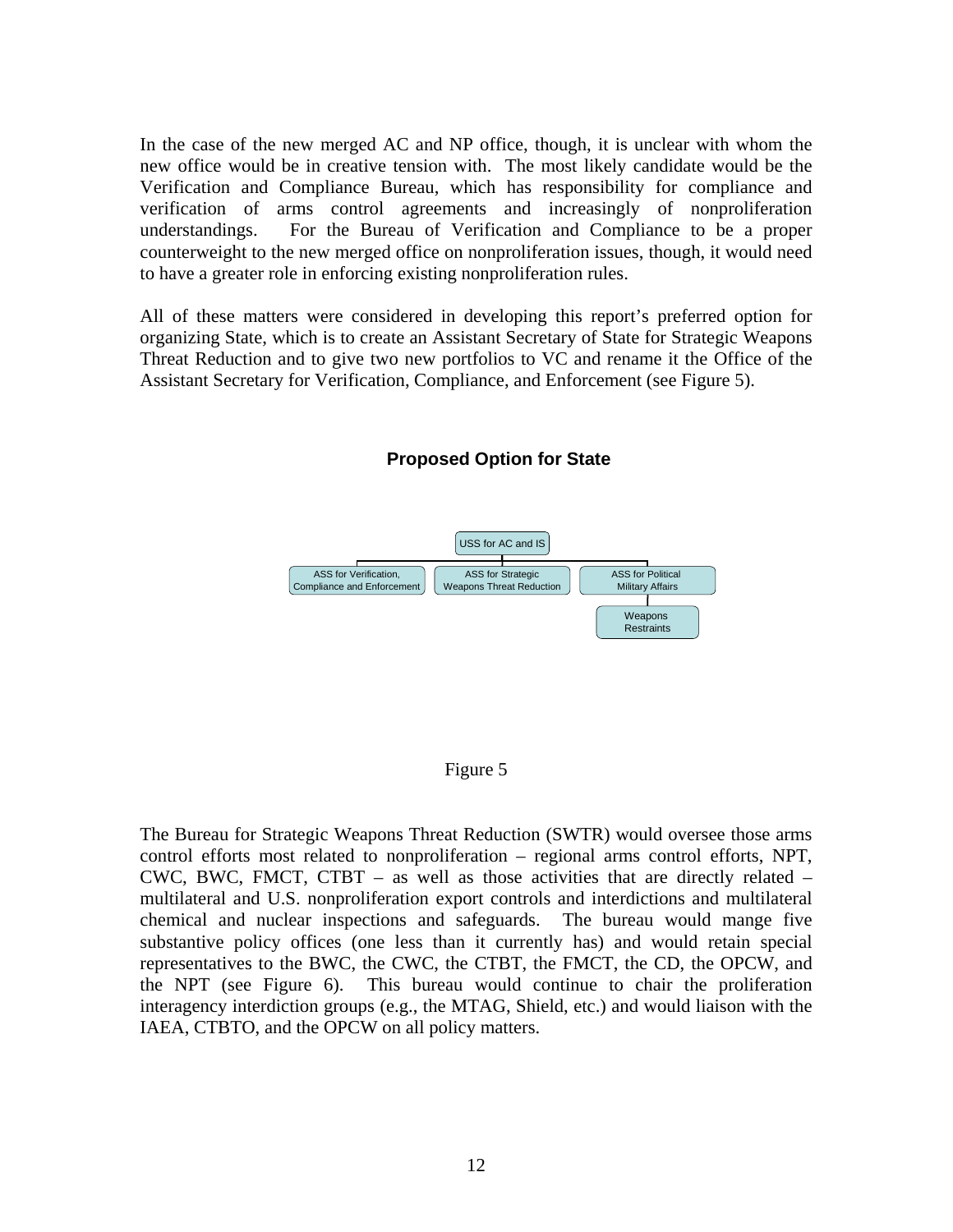In the case of the new merged AC and NP office, though, it is unclear with whom the new office would be in creative tension with. The most likely candidate would be the Verification and Compliance Bureau, which has responsibility for compliance and verification of arms control agreements and increasingly of nonproliferation understandings. For the Bureau of Verification and Compliance to be a proper counterweight to the new merged office on nonproliferation issues, though, it would need to have a greater role in enforcing existing nonproliferation rules.

All of these matters were considered in developing this report's preferred option for organizing State, which is to create an Assistant Secretary of State for Strategic Weapons Threat Reduction and to give two new portfolios to VC and rename it the Office of the Assistant Secretary for Verification, Compliance, and Enforcement (see Figure 5).

**Proposed Option for State**

- USS for AC and IS
  - ASS for Verification, Compliance and Enforcement
  - ASS for Strategic Weapons Threat Reduction
  - ASS for Political Military Affairs
    - Weapons Restraints

Figure 5

The Bureau for Strategic Weapons Threat Reduction (SWTR) would oversee those arms control efforts most related to nonproliferation – regional arms control efforts, NPT, CWC, BWC, FMCT, CTBT – as well as those activities that are directly related – multilateral and U.S. nonproliferation export controls and interdictions and multilateral chemical and nuclear inspections and safeguards. The bureau would mange five substantive policy offices (one less than it currently has) and would retain special representatives to the BWC, the CWC, the CTBT, the FMCT, the CD, the OPCW, and the NPT (see Figure 6). This bureau would continue to chair the proliferation interagency interdiction groups (e.g., the MTAG, Shield, etc.) and would liaison with the IAEA, CTBTO, and the OPCW on all policy matters.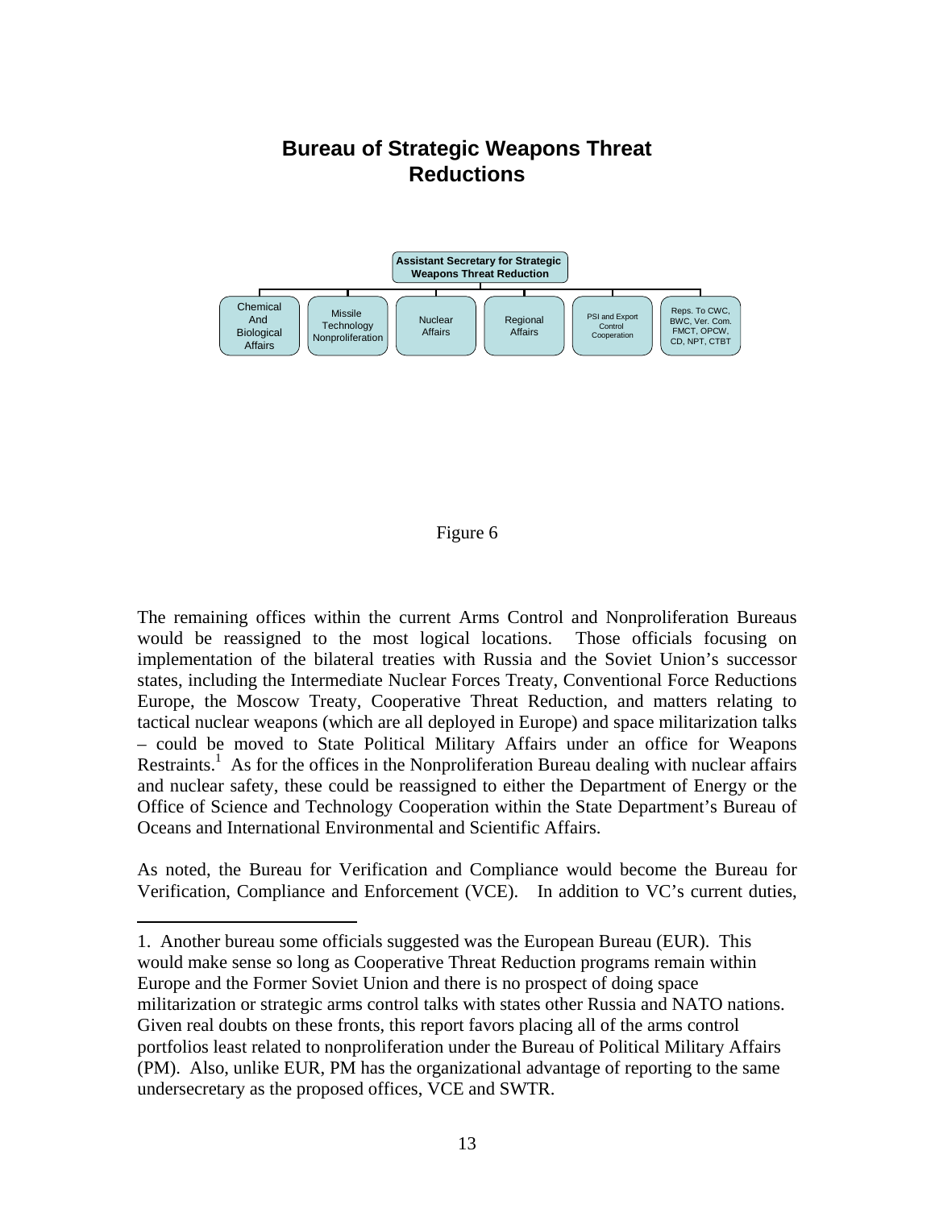## Bureau of Strategic Weapons Threat Reductions

Assistant Secretary for Strategic Weapons Threat Reduction

- Chemical And Biological Affairs
- Missile Technology Nonproliferation
- Nuclear Affairs
- Regional Affairs
- PSI and Export Control Cooperation
- Reps. To CWC, BWC, Ver. Com. FMCT, OPCW, CD, NPT, CTBT

Figure 6

The remaining offices within the current Arms Control and Nonproliferation Bureaus would be reassigned to the most logical locations. Those officials focusing on implementation of the bilateral treaties with Russia and the Soviet Union's successor states, including the Intermediate Nuclear Forces Treaty, Conventional Force Reductions Europe, the Moscow Treaty, Cooperative Threat Reduction, and matters relating to tactical nuclear weapons (which are all deployed in Europe) and space militarization talks – could be moved to State Political Military Affairs under an office for Weapons Restraints.[1] As for the offices in the Nonproliferation Bureau dealing with nuclear affairs and nuclear safety, these could be reassigned to either the Department of Energy or the Office of Science and Technology Cooperation within the State Department's Bureau of Oceans and International Environmental and Scientific Affairs.

As noted, the Bureau for Verification and Compliance would become the Bureau for Verification, Compliance and Enforcement (VCE). In addition to VC's current duties,

1. Another bureau some officials suggested was the European Bureau (EUR). This would make sense so long as Cooperative Threat Reduction programs remain within Europe and the Former Soviet Union and there is no prospect of doing space militarization or strategic arms control talks with states other Russia and NATO nations. Given real doubts on these fronts, this report favors placing all of the arms control portfolios least related to nonproliferation under the Bureau of Political Military Affairs (PM). Also, unlike EUR, PM has the organizational advantage of reporting to the same undersecretary as the proposed offices, VCE and SWTR.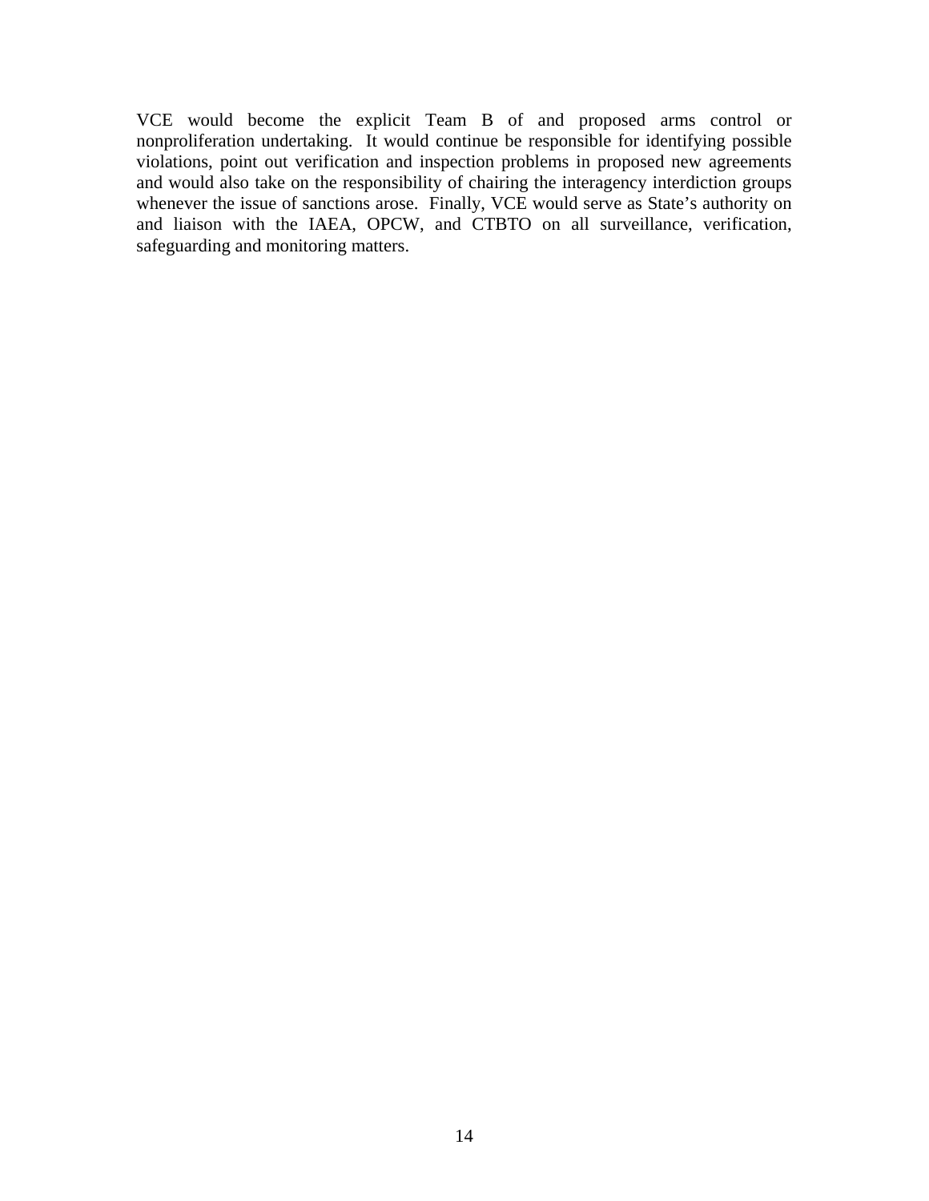VCE would become the explicit Team B of and proposed arms control or nonproliferation undertaking. It would continue be responsible for identifying possible violations, point out verification and inspection problems in proposed new agreements and would also take on the responsibility of chairing the interagency interdiction groups whenever the issue of sanctions arose. Finally, VCE would serve as State's authority on and liaison with the IAEA, OPCW, and CTBTO on all surveillance, verification, safeguarding and monitoring matters.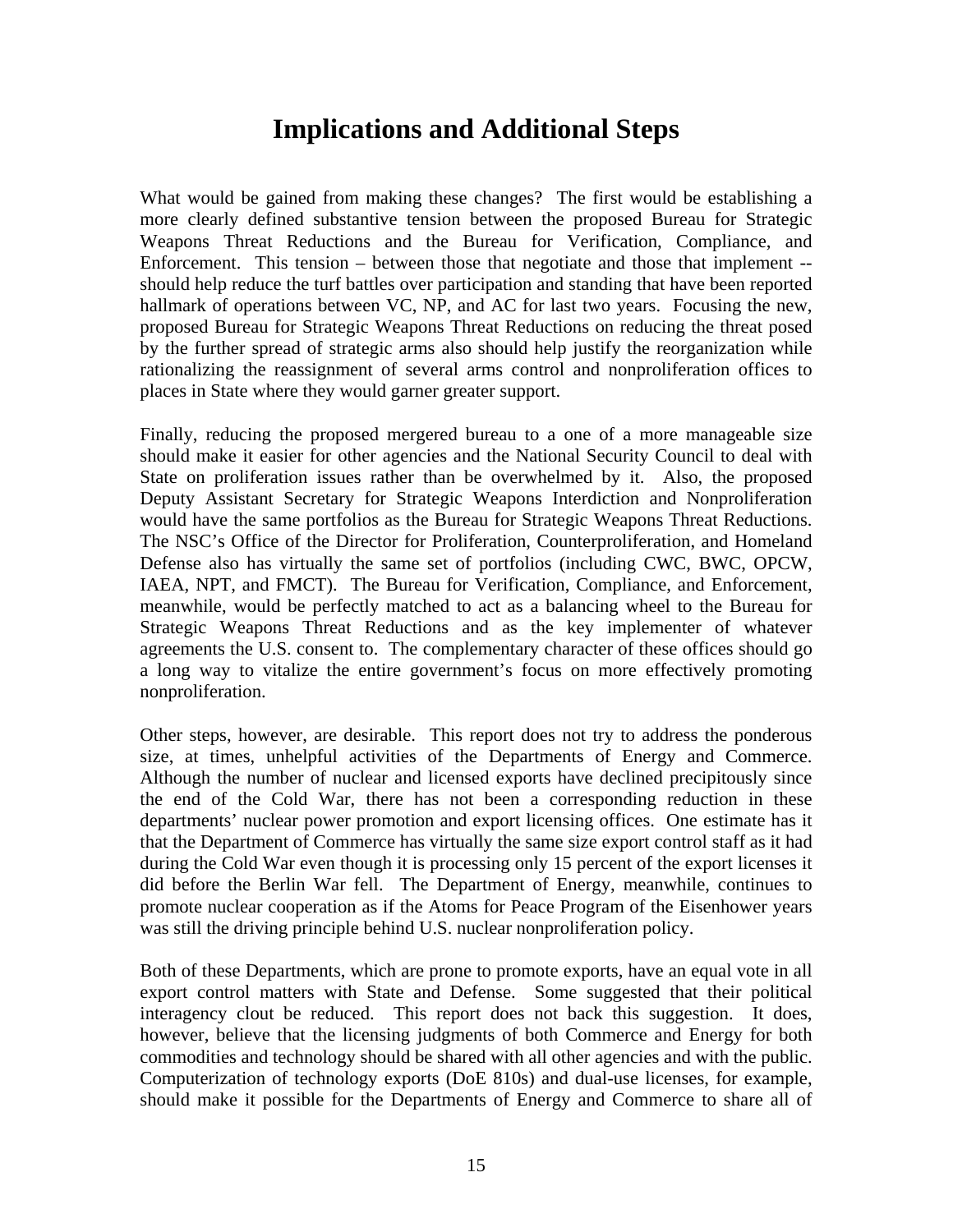# Implications and Additional Steps

What would be gained from making these changes? The first would be establishing a more clearly defined substantive tension between the proposed Bureau for Strategic Weapons Threat Reductions and the Bureau for Verification, Compliance, and Enforcement. This tension – between those that negotiate and those that implement -- should help reduce the turf battles over participation and standing that have been reported hallmark of operations between VC, NP, and AC for last two years. Focusing the new, proposed Bureau for Strategic Weapons Threat Reductions on reducing the threat posed by the further spread of strategic arms also should help justify the reorganization while rationalizing the reassignment of several arms control and nonproliferation offices to places in State where they would garner greater support.

Finally, reducing the proposed mergered bureau to a one of a more manageable size should make it easier for other agencies and the National Security Council to deal with State on proliferation issues rather than be overwhelmed by it. Also, the proposed Deputy Assistant Secretary for Strategic Weapons Interdiction and Nonproliferation would have the same portfolios as the Bureau for Strategic Weapons Threat Reductions. The NSC's Office of the Director for Proliferation, Counterproliferation, and Homeland Defense also has virtually the same set of portfolios (including CWC, BWC, OPCW, IAEA, NPT, and FMCT). The Bureau for Verification, Compliance, and Enforcement, meanwhile, would be perfectly matched to act as a balancing wheel to the Bureau for Strategic Weapons Threat Reductions and as the key implementer of whatever agreements the U.S. consent to. The complementary character of these offices should go a long way to vitalize the entire government's focus on more effectively promoting nonproliferation.

Other steps, however, are desirable. This report does not try to address the ponderous size, at times, unhelpful activities of the Departments of Energy and Commerce. Although the number of nuclear and licensed exports have declined precipitously since the end of the Cold War, there has not been a corresponding reduction in these departments' nuclear power promotion and export licensing offices. One estimate has it that the Department of Commerce has virtually the same size export control staff as it had during the Cold War even though it is processing only 15 percent of the export licenses it did before the Berlin War fell. The Department of Energy, meanwhile, continues to promote nuclear cooperation as if the Atoms for Peace Program of the Eisenhower years was still the driving principle behind U.S. nuclear nonproliferation policy.

Both of these Departments, which are prone to promote exports, have an equal vote in all export control matters with State and Defense. Some suggested that their political interagency clout be reduced. This report does not back this suggestion. It does, however, believe that the licensing judgments of both Commerce and Energy for both commodities and technology should be shared with all other agencies and with the public. Computerization of technology exports (DoE 810s) and dual-use licenses, for example, should make it possible for the Departments of Energy and Commerce to share all of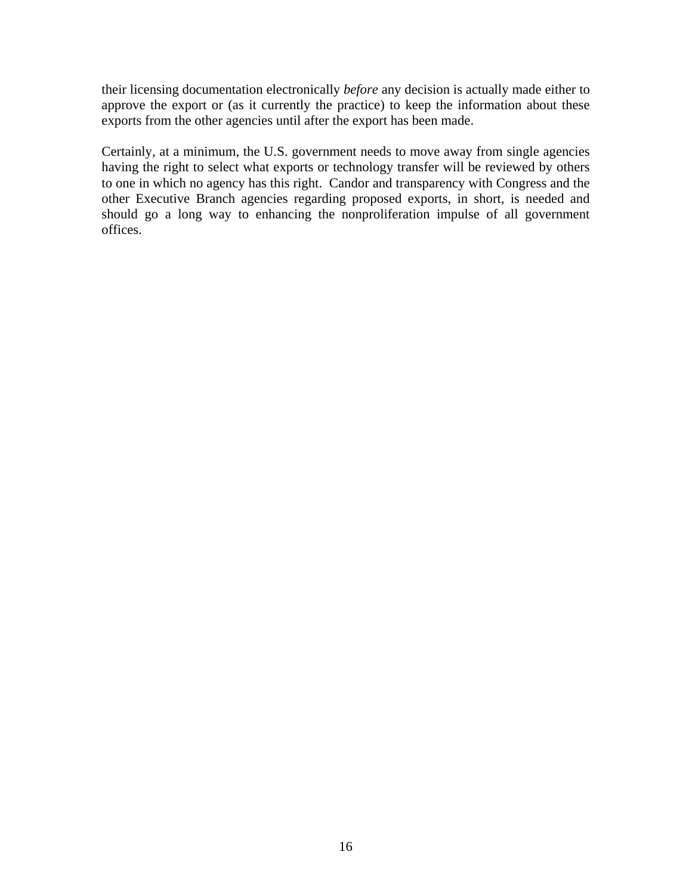their licensing documentation electronically *before* any decision is actually made either to approve the export or (as it currently the practice) to keep the information about these exports from the other agencies until after the export has been made.

Certainly, at a minimum, the U.S. government needs to move away from single agencies having the right to select what exports or technology transfer will be reviewed by others to one in which no agency has this right. Candor and transparency with Congress and the other Executive Branch agencies regarding proposed exports, in short, is needed and should go a long way to enhancing the nonproliferation impulse of all government offices.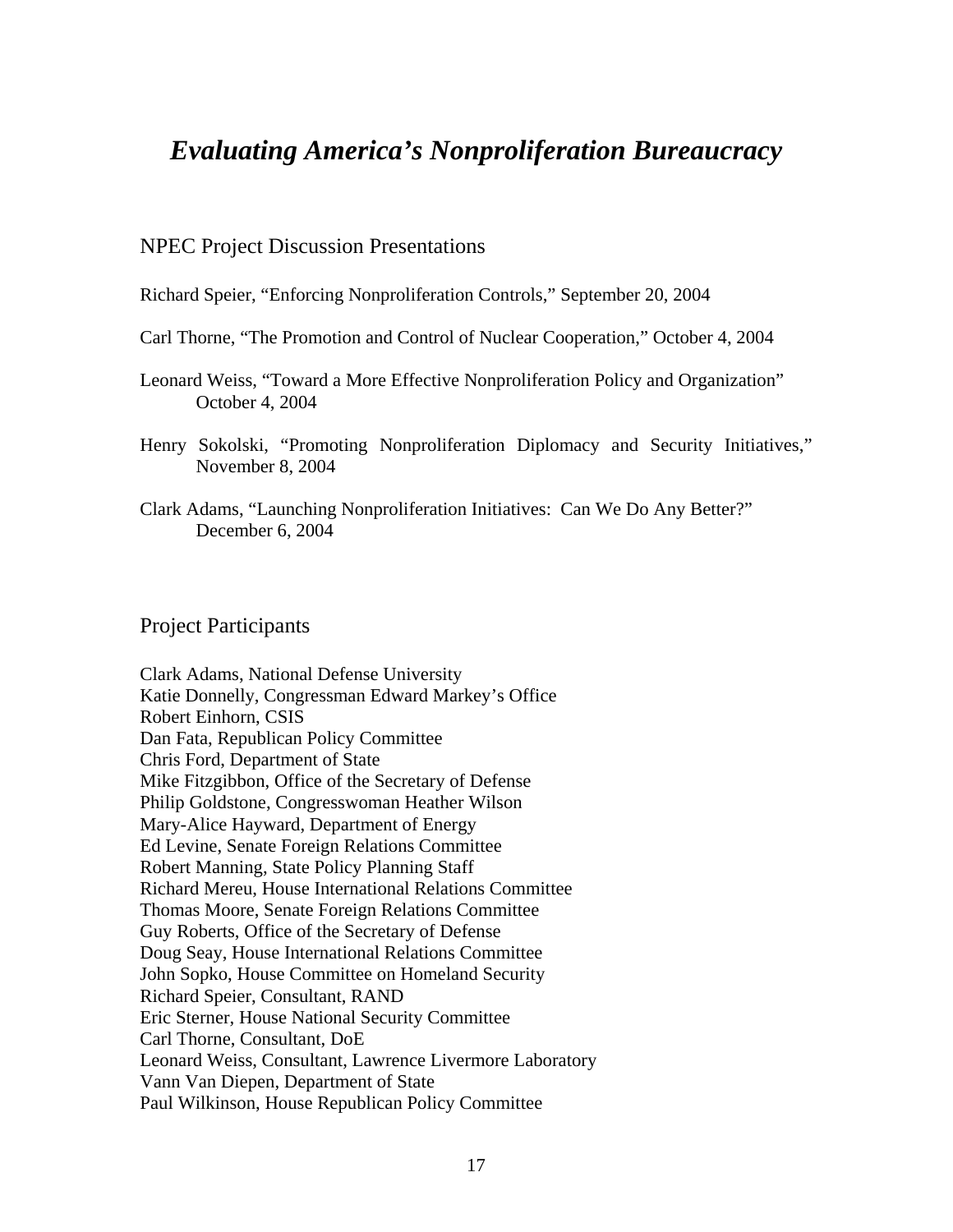# *Evaluating America's Nonproliferation Bureaucracy*

## NPEC Project Discussion Presentations

Richard Speier, "Enforcing Nonproliferation Controls," September 20, 2004

Carl Thorne, "The Promotion and Control of Nuclear Cooperation," October 4, 2004

Leonard Weiss, "Toward a More Effective Nonproliferation Policy and Organization" October 4, 2004

Henry Sokolski, "Promoting Nonproliferation Diplomacy and Security Initiatives," November 8, 2004

Clark Adams, "Launching Nonproliferation Initiatives: Can We Do Any Better?" December 6, 2004

## Project Participants

Clark Adams, National Defense University
Katie Donnelly, Congressman Edward Markey's Office
Robert Einhorn, CSIS
Dan Fata, Republican Policy Committee
Chris Ford, Department of State
Mike Fitzgibbon, Office of the Secretary of Defense
Philip Goldstone, Congresswoman Heather Wilson
Mary-Alice Hayward, Department of Energy
Ed Levine, Senate Foreign Relations Committee
Robert Manning, State Policy Planning Staff
Richard Mereu, House International Relations Committee
Thomas Moore, Senate Foreign Relations Committee
Guy Roberts, Office of the Secretary of Defense
Doug Seay, House International Relations Committee
John Sopko, House Committee on Homeland Security
Richard Speier, Consultant, RAND
Eric Sterner, House National Security Committee
Carl Thorne, Consultant, DoE
Leonard Weiss, Consultant, Lawrence Livermore Laboratory
Vann Van Diepen, Department of State
Paul Wilkinson, House Republican Policy Committee